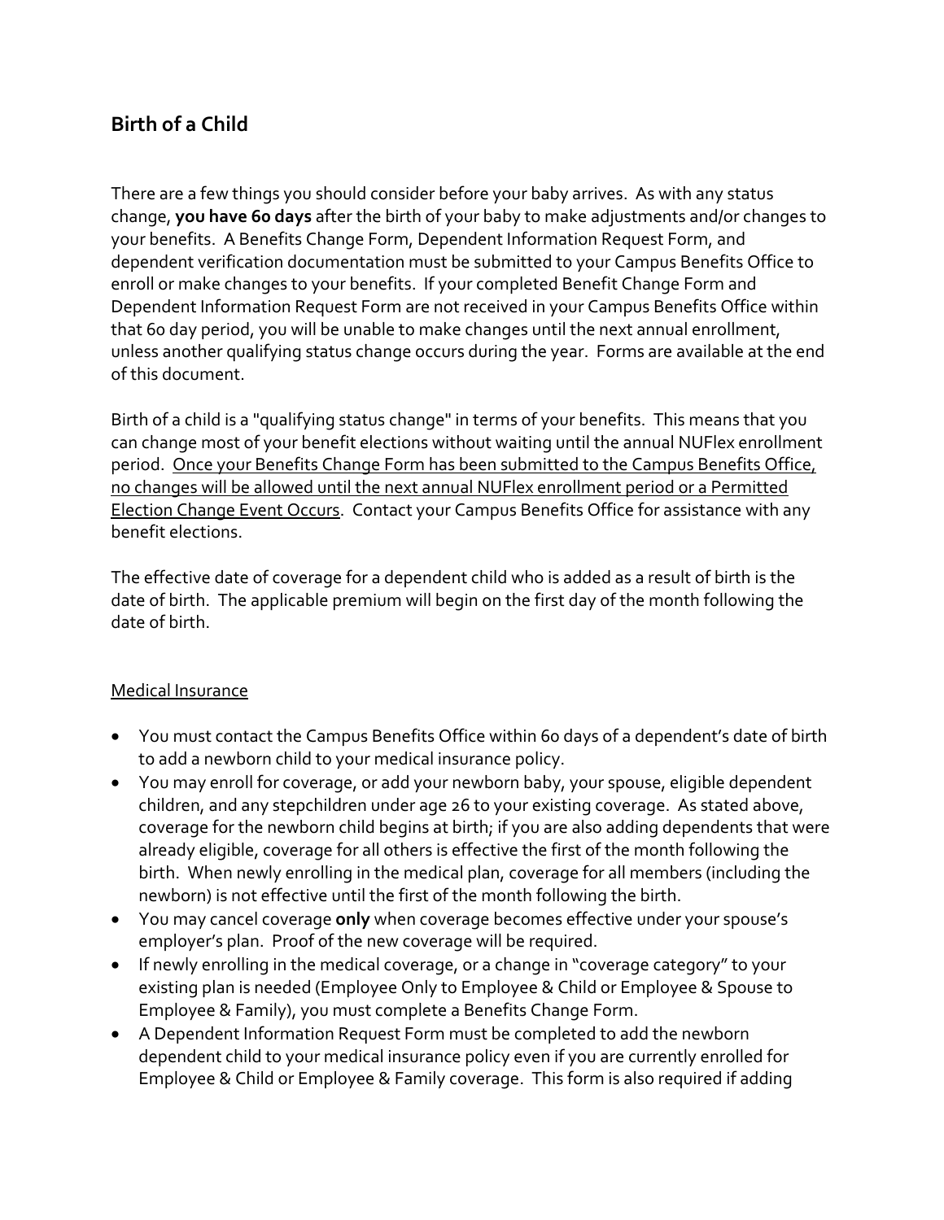## Birth of a Child

There are a few things you should consider before your baby arrives. As with any status change, **you have 60 days** after the birth of your baby to make adjustments and/or changes to your benefits. A Benefits Change Form, Dependent Information Request Form, and dependent verification documentation must be submitted to your Campus Benefits Office to enroll or make changes to your benefits. If your completed Benefit Change Form and Dependent Information Request Form are not received in your Campus Benefits Office within that 60 day period, you will be unable to make changes until the next annual enrollment, unless another qualifying status change occurs during the year. Forms are available at the end of this document.

Birth of a child is a "qualifying status change" in terms of your benefits. This means that you can change most of your benefit elections without waiting until the annual NUFlex enrollment period. <u>Once your Benefits Change Form has been submitted to the Campus Benefits Office, no changes will be allowed until the next annual NUFlex enrollment period or a Permitted Election Change Event Occurs</u>. Contact your Campus Benefits Office for assistance with any benefit elections.

The effective date of coverage for a dependent child who is added as a result of birth is the date of birth. The applicable premium will begin on the first day of the month following the date of birth.

<u>Medical Insurance</u>

- You must contact the Campus Benefits Office within 60 days of a dependent's date of birth to add a newborn child to your medical insurance policy.
- You may enroll for coverage, or add your newborn baby, your spouse, eligible dependent children, and any stepchildren under age 26 to your existing coverage. As stated above, coverage for the newborn child begins at birth; if you are also adding dependents that were already eligible, coverage for all others is effective the first of the month following the birth. When newly enrolling in the medical plan, coverage for all members (including the newborn) is not effective until the first of the month following the birth.
- You may cancel coverage **only** when coverage becomes effective under your spouse's employer's plan. Proof of the new coverage will be required.
- If newly enrolling in the medical coverage, or a change in "coverage category" to your existing plan is needed (Employee Only to Employee & Child or Employee & Spouse to Employee & Family), you must complete a Benefits Change Form.
- A Dependent Information Request Form must be completed to add the newborn dependent child to your medical insurance policy even if you are currently enrolled for Employee & Child or Employee & Family coverage. This form is also required if adding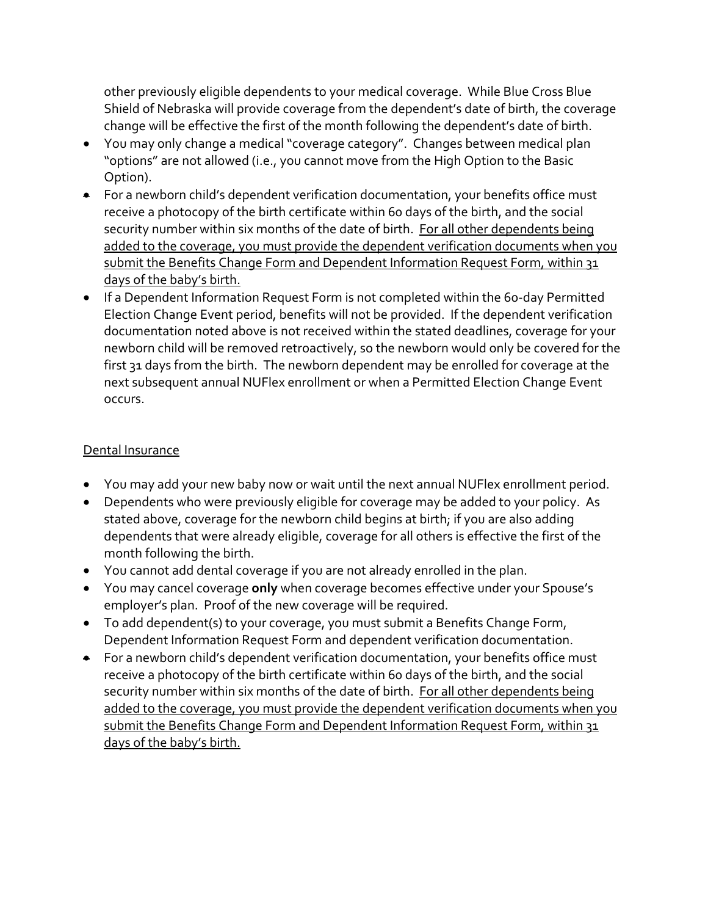other previously eligible dependents to your medical coverage. While Blue Cross Blue Shield of Nebraska will provide coverage from the dependent's date of birth, the coverage change will be effective the first of the month following the dependent's date of birth.

- You may only change a medical "coverage category". Changes between medical plan "options" are not allowed (i.e., you cannot move from the High Option to the Basic Option).
- For a newborn child's dependent verification documentation, your benefits office must receive a photocopy of the birth certificate within 60 days of the birth, and the social security number within six months of the date of birth. <u>For all other dependents being added to the coverage, you must provide the dependent verification documents when you submit the Benefits Change Form and Dependent Information Request Form, within 31 days of the baby's birth.</u>
- If a Dependent Information Request Form is not completed within the 60-day Permitted Election Change Event period, benefits will not be provided. If the dependent verification documentation noted above is not received within the stated deadlines, coverage for your newborn child will be removed retroactively, so the newborn would only be covered for the first 31 days from the birth. The newborn dependent may be enrolled for coverage at the next subsequent annual NUFlex enrollment or when a Permitted Election Change Event occurs.

<u>Dental Insurance</u>

- You may add your new baby now or wait until the next annual NUFlex enrollment period.
- Dependents who were previously eligible for coverage may be added to your policy. As stated above, coverage for the newborn child begins at birth; if you are also adding dependents that were already eligible, coverage for all others is effective the first of the month following the birth.
- You cannot add dental coverage if you are not already enrolled in the plan.
- You may cancel coverage **only** when coverage becomes effective under your Spouse's employer's plan. Proof of the new coverage will be required.
- To add dependent(s) to your coverage, you must submit a Benefits Change Form, Dependent Information Request Form and dependent verification documentation.
- For a newborn child's dependent verification documentation, your benefits office must receive a photocopy of the birth certificate within 60 days of the birth, and the social security number within six months of the date of birth. <u>For all other dependents being added to the coverage, you must provide the dependent verification documents when you submit the Benefits Change Form and Dependent Information Request Form, within 31 days of the baby's birth.</u>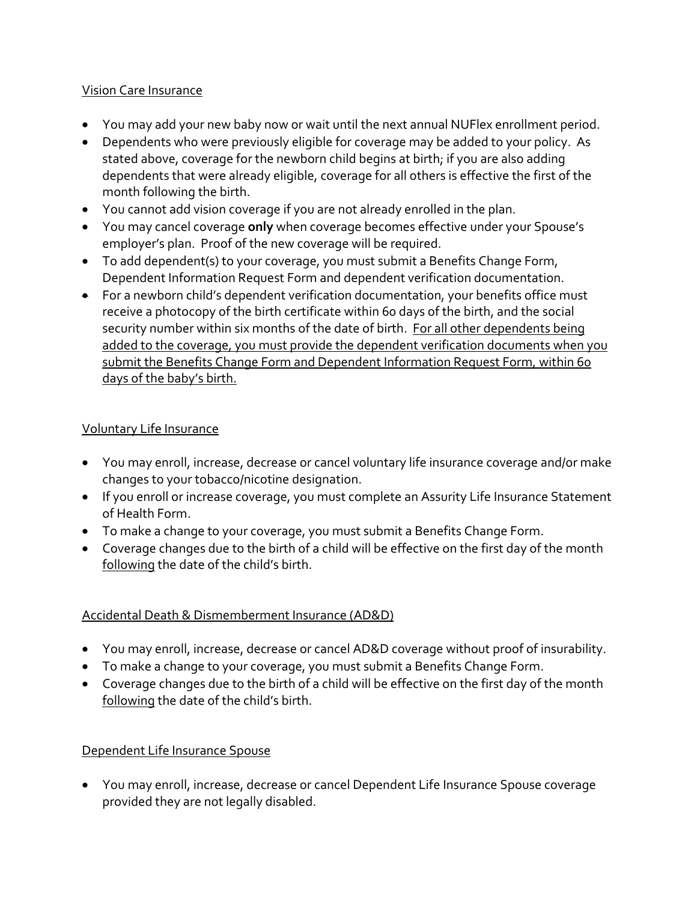Vision Care Insurance

- You may add your new baby now or wait until the next annual NUFlex enrollment period.
- Dependents who were previously eligible for coverage may be added to your policy. As stated above, coverage for the newborn child begins at birth; if you are also adding dependents that were already eligible, coverage for all others is effective the first of the month following the birth.
- You cannot add vision coverage if you are not already enrolled in the plan.
- You may cancel coverage **only** when coverage becomes effective under your Spouse's employer's plan. Proof of the new coverage will be required.
- To add dependent(s) to your coverage, you must submit a Benefits Change Form, Dependent Information Request Form and dependent verification documentation.
- For a newborn child's dependent verification documentation, your benefits office must receive a photocopy of the birth certificate within 60 days of the birth, and the social security number within six months of the date of birth. For all other dependents being added to the coverage, you must provide the dependent verification documents when you submit the Benefits Change Form and Dependent Information Request Form, within 60 days of the baby's birth.

Voluntary Life Insurance

- You may enroll, increase, decrease or cancel voluntary life insurance coverage and/or make changes to your tobacco/nicotine designation.
- If you enroll or increase coverage, you must complete an Assurity Life Insurance Statement of Health Form.
- To make a change to your coverage, you must submit a Benefits Change Form.
- Coverage changes due to the birth of a child will be effective on the first day of the month following the date of the child's birth.

Accidental Death & Dismemberment Insurance (AD&D)

- You may enroll, increase, decrease or cancel AD&D coverage without proof of insurability.
- To make a change to your coverage, you must submit a Benefits Change Form.
- Coverage changes due to the birth of a child will be effective on the first day of the month following the date of the child's birth.

Dependent Life Insurance Spouse

- You may enroll, increase, decrease or cancel Dependent Life Insurance Spouse coverage provided they are not legally disabled.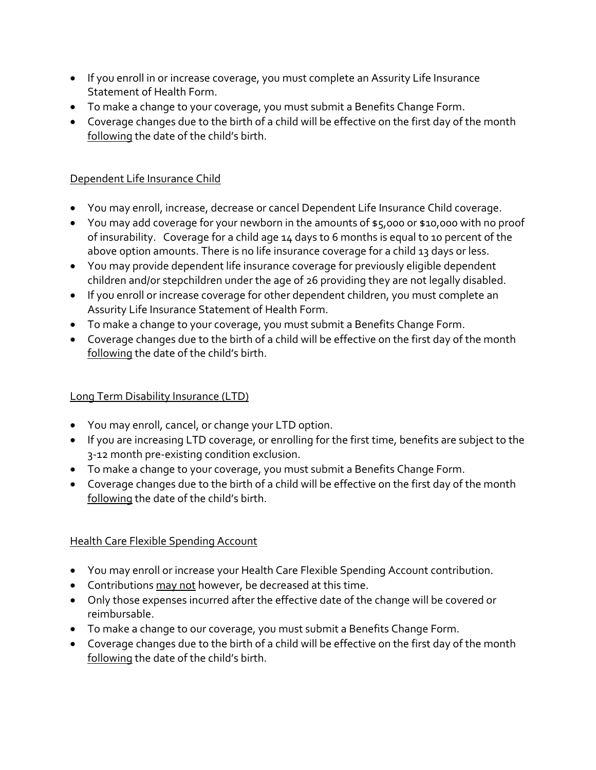- If you enroll in or increase coverage, you must complete an Assurity Life Insurance Statement of Health Form.
- To make a change to your coverage, you must submit a Benefits Change Form.
- Coverage changes due to the birth of a child will be effective on the first day of the month <u>following</u> the date of the child's birth.

<u>Dependent Life Insurance Child</u>

- You may enroll, increase, decrease or cancel Dependent Life Insurance Child coverage.
- You may add coverage for your newborn in the amounts of $5,000 or $10,000 with no proof of insurability. Coverage for a child age 14 days to 6 months is equal to 10 percent of the above option amounts. There is no life insurance coverage for a child 13 days or less.
- You may provide dependent life insurance coverage for previously eligible dependent children and/or stepchildren under the age of 26 providing they are not legally disabled.
- If you enroll or increase coverage for other dependent children, you must complete an Assurity Life Insurance Statement of Health Form.
- To make a change to your coverage, you must submit a Benefits Change Form.
- Coverage changes due to the birth of a child will be effective on the first day of the month <u>following</u> the date of the child's birth.

<u>Long Term Disability Insurance (LTD)</u>

- You may enroll, cancel, or change your LTD option.
- If you are increasing LTD coverage, or enrolling for the first time, benefits are subject to the 3-12 month pre-existing condition exclusion.
- To make a change to your coverage, you must submit a Benefits Change Form.
- Coverage changes due to the birth of a child will be effective on the first day of the month <u>following</u> the date of the child's birth.

<u>Health Care Flexible Spending Account</u>

- You may enroll or increase your Health Care Flexible Spending Account contribution.
- Contributions <u>may not</u> however, be decreased at this time.
- Only those expenses incurred after the effective date of the change will be covered or reimbursable.
- To make a change to our coverage, you must submit a Benefits Change Form.
- Coverage changes due to the birth of a child will be effective on the first day of the month <u>following</u> the date of the child's birth.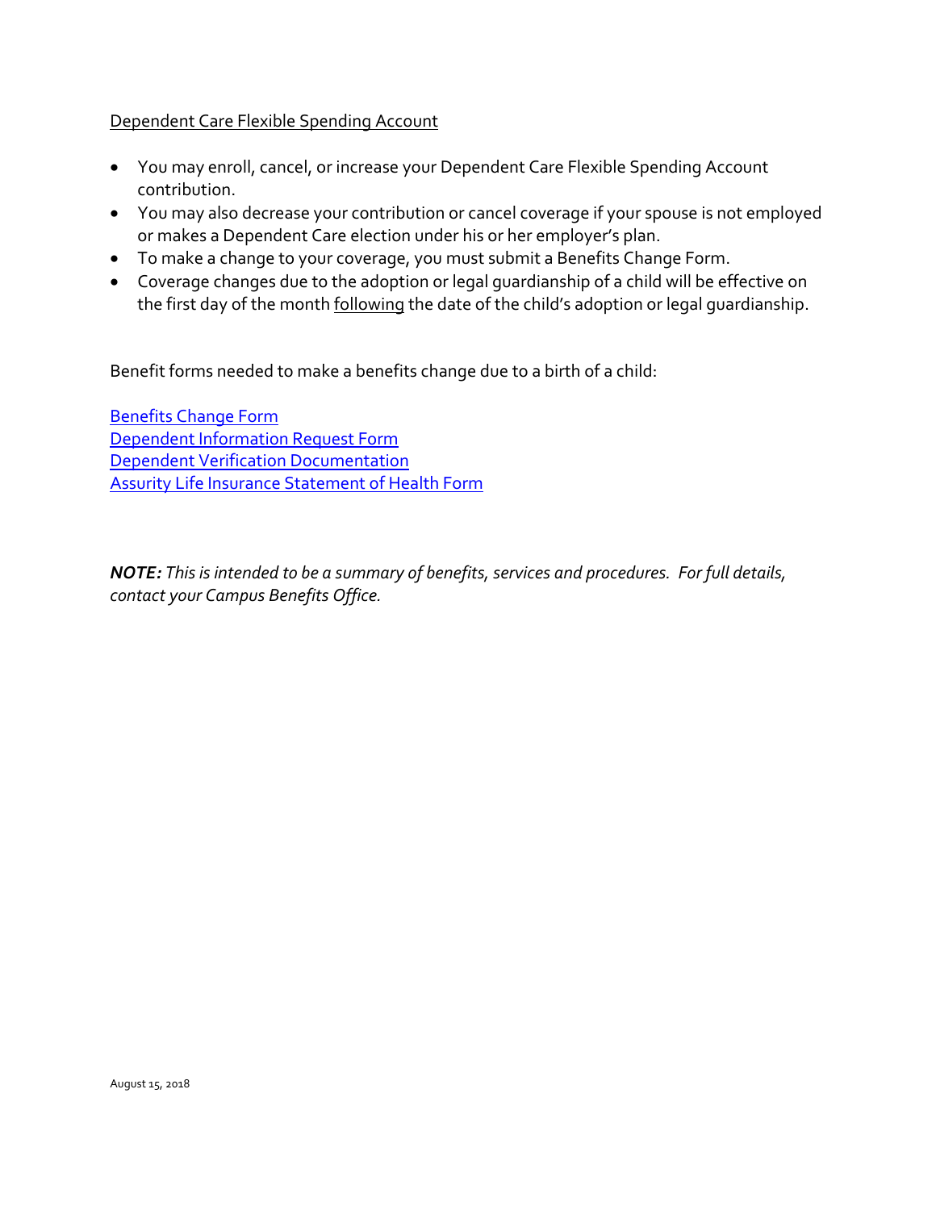Dependent Care Flexible Spending Account

- You may enroll, cancel, or increase your Dependent Care Flexible Spending Account contribution.
- You may also decrease your contribution or cancel coverage if your spouse is not employed or makes a Dependent Care election under his or her employer's plan.
- To make a change to your coverage, you must submit a Benefits Change Form.
- Coverage changes due to the adoption or legal guardianship of a child will be effective on the first day of the month following the date of the child's adoption or legal guardianship.

Benefit forms needed to make a benefits change due to a birth of a child:

Benefits Change Form
Dependent Information Request Form
Dependent Verification Documentation
Assurity Life Insurance Statement of Health Form

***NOTE:*** *This is intended to be a summary of benefits, services and procedures. For full details, contact your Campus Benefits Office.*

August 15, 2018